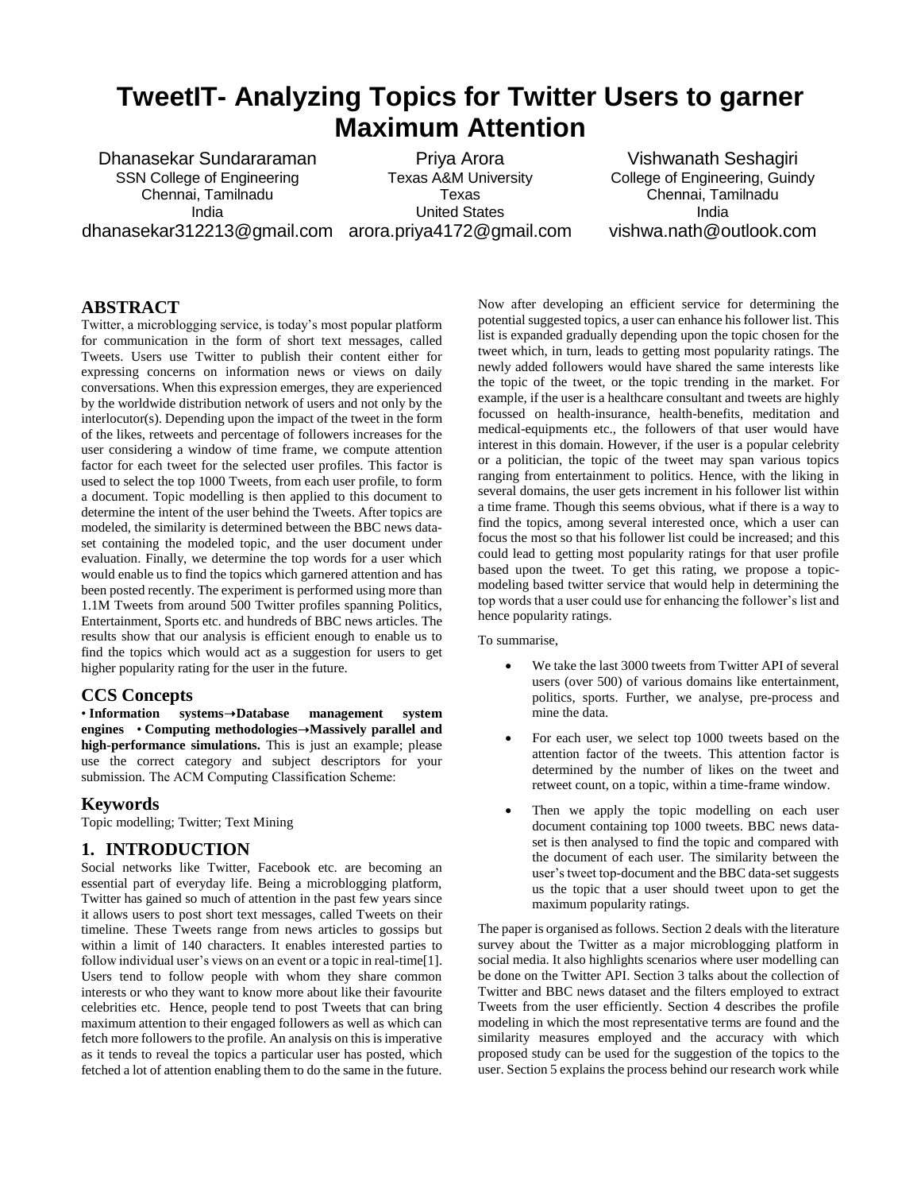# TweetIT- Analyzing Topics for Twitter Users to garner Maximum Attention

Dhanasekar Sundararaman
SSN College of Engineering
Chennai, Tamilnadu
India
dhanasekar312213@gmail.com

Priya Arora
Texas A&M University
Texas
United States
arora.priya4172@gmail.com

Vishwanath Seshagiri
College of Engineering, Guindy
Chennai, Tamilnadu
India
vishwa.nath@outlook.com

## ABSTRACT

Twitter, a microblogging service, is today's most popular platform for communication in the form of short text messages, called Tweets. Users use Twitter to publish their content either for expressing concerns on information news or views on daily conversations. When this expression emerges, they are experienced by the worldwide distribution network of users and not only by the interlocutor(s). Depending upon the impact of the tweet in the form of the likes, retweets and percentage of followers increases for the user considering a window of time frame, we compute attention factor for each tweet for the selected user profiles. This factor is used to select the top 1000 Tweets, from each user profile, to form a document. Topic modelling is then applied to this document to determine the intent of the user behind the Tweets. After topics are modeled, the similarity is determined between the BBC news data-set containing the modeled topic, and the user document under evaluation. Finally, we determine the top words for a user which would enable us to find the topics which garnered attention and has been posted recently. The experiment is performed using more than 1.1M Tweets from around 500 Twitter profiles spanning Politics, Entertainment, Sports etc. and hundreds of BBC news articles. The results show that our analysis is efficient enough to enable us to find the topics which would act as a suggestion for users to get higher popularity rating for the user in the future.

## CCS Concepts

• **Information systems→Database management system engines** • **Computing methodologies→Massively parallel and high-performance simulations.** This is just an example; please use the correct category and subject descriptors for your submission. The ACM Computing Classification Scheme:

## Keywords

Topic modelling; Twitter; Text Mining

## 1. INTRODUCTION

Social networks like Twitter, Facebook etc. are becoming an essential part of everyday life. Being a microblogging platform, Twitter has gained so much of attention in the past few years since it allows users to post short text messages, called Tweets on their timeline. These Tweets range from news articles to gossips but within a limit of 140 characters. It enables interested parties to follow individual user's views on an event or a topic in real-time[1]. Users tend to follow people with whom they share common interests or who they want to know more about like their favourite celebrities etc. Hence, people tend to post Tweets that can bring maximum attention to their engaged followers as well as which can fetch more followers to the profile. An analysis on this is imperative as it tends to reveal the topics a particular user has posted, which fetched a lot of attention enabling them to do the same in the future.

Now after developing an efficient service for determining the potential suggested topics, a user can enhance his follower list. This list is expanded gradually depending upon the topic chosen for the tweet which, in turn, leads to getting most popularity ratings. The newly added followers would have shared the same interests like the topic of the tweet, or the topic trending in the market. For example, if the user is a healthcare consultant and tweets are highly focussed on health-insurance, health-benefits, meditation and medical-equipments etc., the followers of that user would have interest in this domain. However, if the user is a popular celebrity or a politician, the topic of the tweet may span various topics ranging from entertainment to politics. Hence, with the liking in several domains, the user gets increment in his follower list within a time frame. Though this seems obvious, what if there is a way to find the topics, among several interested once, which a user can focus the most so that his follower list could be increased; and this could lead to getting most popularity ratings for that user profile based upon the tweet. To get this rating, we propose a topic-modeling based twitter service that would help in determining the top words that a user could use for enhancing the follower's list and hence popularity ratings.

To summarise,

- We take the last 3000 tweets from Twitter API of several users (over 500) of various domains like entertainment, politics, sports. Further, we analyse, pre-process and mine the data.
- For each user, we select top 1000 tweets based on the attention factor of the tweets. This attention factor is determined by the number of likes on the tweet and retweet count, on a topic, within a time-frame window.
- Then we apply the topic modelling on each user document containing top 1000 tweets. BBC news data-set is then analysed to find the topic and compared with the document of each user. The similarity between the user's tweet top-document and the BBC data-set suggests us the topic that a user should tweet upon to get the maximum popularity ratings.

The paper is organised as follows. Section 2 deals with the literature survey about the Twitter as a major microblogging platform in social media. It also highlights scenarios where user modelling can be done on the Twitter API. Section 3 talks about the collection of Twitter and BBC news dataset and the filters employed to extract Tweets from the user efficiently. Section 4 describes the profile modeling in which the most representative terms are found and the similarity measures employed and the accuracy with which proposed study can be used for the suggestion of the topics to the user. Section 5 explains the process behind our research work while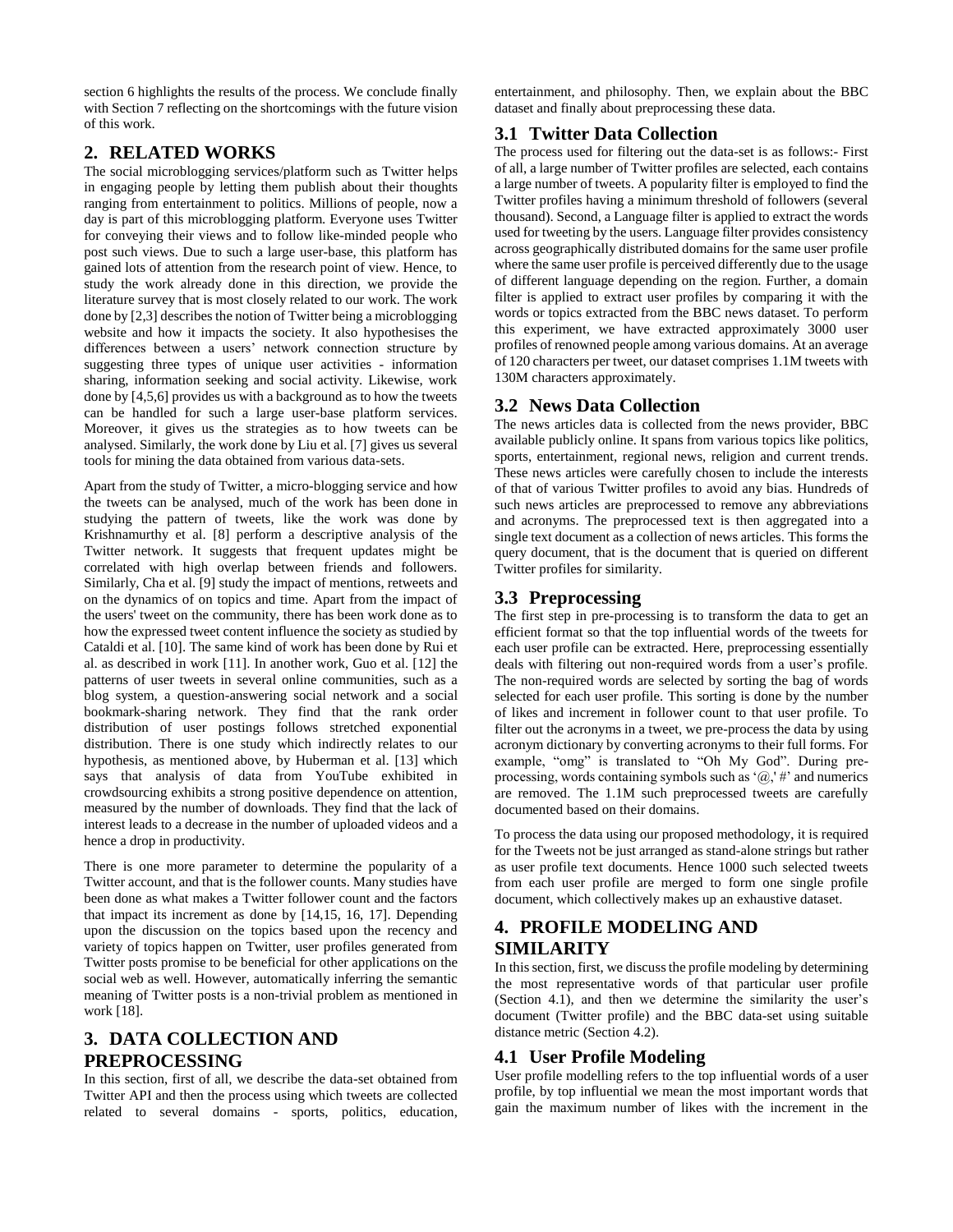section 6 highlights the results of the process. We conclude finally with Section 7 reflecting on the shortcomings with the future vision of this work.

## 2. RELATED WORKS

The social microblogging services/platform such as Twitter helps in engaging people by letting them publish about their thoughts ranging from entertainment to politics. Millions of people, now a day is part of this microblogging platform. Everyone uses Twitter for conveying their views and to follow like-minded people who post such views. Due to such a large user-base, this platform has gained lots of attention from the research point of view. Hence, to study the work already done in this direction, we provide the literature survey that is most closely related to our work. The work done by [2,3] describes the notion of Twitter being a microblogging website and how it impacts the society. It also hypothesises the differences between a users' network connection structure by suggesting three types of unique user activities - information sharing, information seeking and social activity. Likewise, work done by [4,5,6] provides us with a background as to how the tweets can be handled for such a large user-base platform services. Moreover, it gives us the strategies as to how tweets can be analysed. Similarly, the work done by Liu et al. [7] gives us several tools for mining the data obtained from various data-sets.

Apart from the study of Twitter, a micro-blogging service and how the tweets can be analysed, much of the work has been done in studying the pattern of tweets, like the work was done by Krishnamurthy et al. [8] perform a descriptive analysis of the Twitter network. It suggests that frequent updates might be correlated with high overlap between friends and followers. Similarly, Cha et al. [9] study the impact of mentions, retweets and on the dynamics of on topics and time. Apart from the impact of the users' tweet on the community, there has been work done as to how the expressed tweet content influence the society as studied by Cataldi et al. [10]. The same kind of work has been done by Rui et al. as described in work [11]. In another work, Guo et al. [12] the patterns of user tweets in several online communities, such as a blog system, a question-answering social network and a social bookmark-sharing network. They find that the rank order distribution of user postings follows stretched exponential distribution. There is one study which indirectly relates to our hypothesis, as mentioned above, by Huberman et al. [13] which says that analysis of data from YouTube exhibited in crowdsourcing exhibits a strong positive dependence on attention, measured by the number of downloads. They find that the lack of interest leads to a decrease in the number of uploaded videos and a hence a drop in productivity.

There is one more parameter to determine the popularity of a Twitter account, and that is the follower counts. Many studies have been done as what makes a Twitter follower count and the factors that impact its increment as done by [14,15, 16, 17]. Depending upon the discussion on the topics based upon the recency and variety of topics happen on Twitter, user profiles generated from Twitter posts promise to be beneficial for other applications on the social web as well. However, automatically inferring the semantic meaning of Twitter posts is a non-trivial problem as mentioned in work [18].

## 3. DATA COLLECTION AND PREPROCESSING

In this section, first of all, we describe the data-set obtained from Twitter API and then the process using which tweets are collected related to several domains - sports, politics, education, entertainment, and philosophy. Then, we explain about the BBC dataset and finally about preprocessing these data.

### 3.1 Twitter Data Collection

The process used for filtering out the data-set is as follows:- First of all, a large number of Twitter profiles are selected, each contains a large number of tweets. A popularity filter is employed to find the Twitter profiles having a minimum threshold of followers (several thousand). Second, a Language filter is applied to extract the words used for tweeting by the users. Language filter provides consistency across geographically distributed domains for the same user profile where the same user profile is perceived differently due to the usage of different language depending on the region. Further, a domain filter is applied to extract user profiles by comparing it with the words or topics extracted from the BBC news dataset. To perform this experiment, we have extracted approximately 3000 user profiles of renowned people among various domains. At an average of 120 characters per tweet, our dataset comprises 1.1M tweets with 130M characters approximately.

### 3.2 News Data Collection

The news articles data is collected from the news provider, BBC available publicly online. It spans from various topics like politics, sports, entertainment, regional news, religion and current trends. These news articles were carefully chosen to include the interests of that of various Twitter profiles to avoid any bias. Hundreds of such news articles are preprocessed to remove any abbreviations and acronyms. The preprocessed text is then aggregated into a single text document as a collection of news articles. This forms the query document, that is the document that is queried on different Twitter profiles for similarity.

### 3.3 Preprocessing

The first step in pre-processing is to transform the data to get an efficient format so that the top influential words of the tweets for each user profile can be extracted. Here, preprocessing essentially deals with filtering out non-required words from a user's profile. The non-required words are selected by sorting the bag of words selected for each user profile. This sorting is done by the number of likes and increment in follower count to that user profile. To filter out the acronyms in a tweet, we pre-process the data by using acronym dictionary by converting acronyms to their full forms. For example, "omg" is translated to "Oh My God". During pre-processing, words containing symbols such as '@,' #' and numerics are removed. The 1.1M such preprocessed tweets are carefully documented based on their domains.

To process the data using our proposed methodology, it is required for the Tweets not be just arranged as stand-alone strings but rather as user profile text documents. Hence 1000 such selected tweets from each user profile are merged to form one single profile document, which collectively makes up an exhaustive dataset.

## 4. PROFILE MODELING AND SIMILARITY

In this section, first, we discuss the profile modeling by determining the most representative words of that particular user profile (Section 4.1), and then we determine the similarity the user's document (Twitter profile) and the BBC data-set using suitable distance metric (Section 4.2).

### 4.1 User Profile Modeling

User profile modelling refers to the top influential words of a user profile, by top influential we mean the most important words that gain the maximum number of likes with the increment in the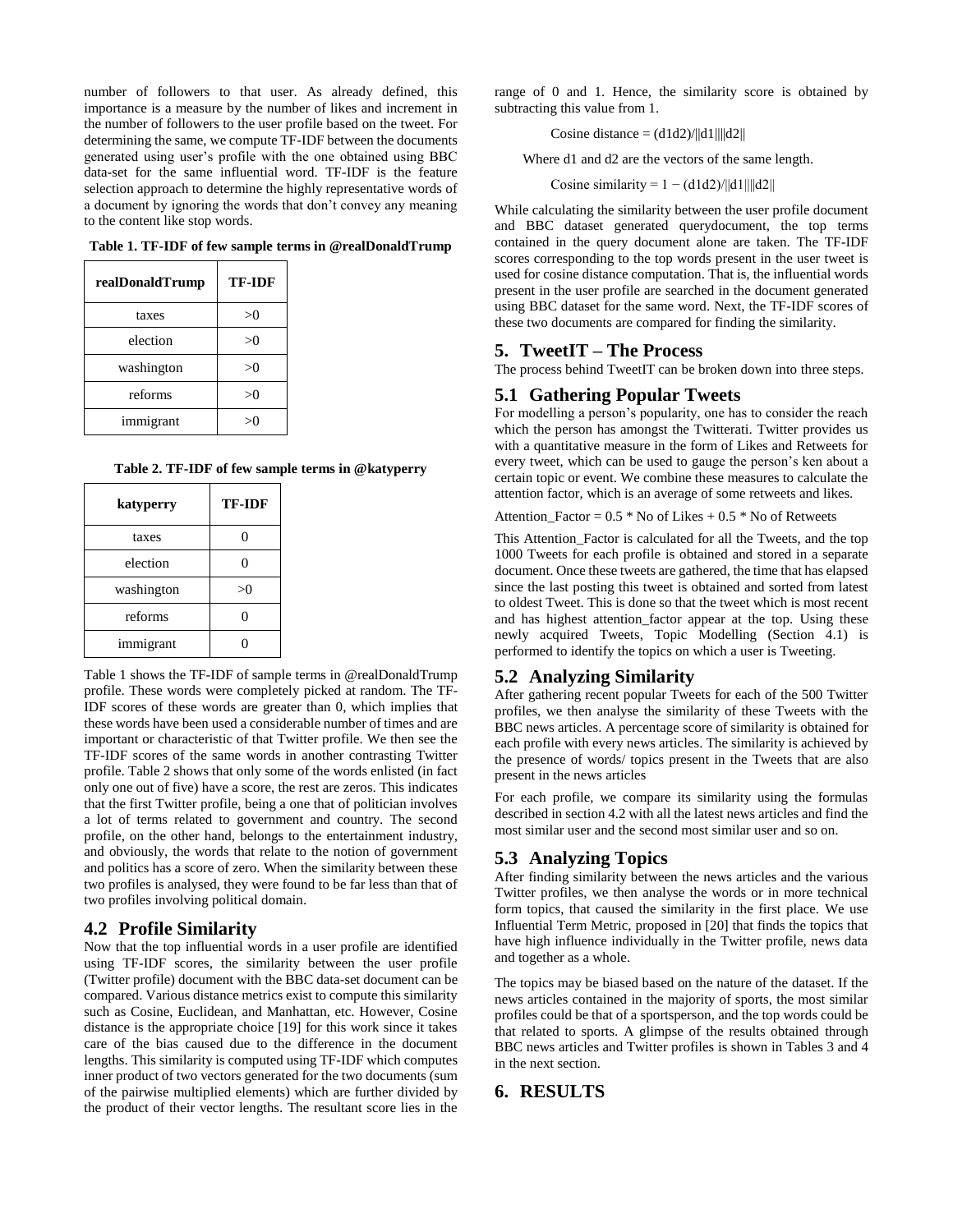number of followers to that user. As already defined, this importance is a measure by the number of likes and increment in the number of followers to the user profile based on the tweet. For determining the same, we compute TF-IDF between the documents generated using user's profile with the one obtained using BBC data-set for the same influential word. TF-IDF is the feature selection approach to determine the highly representative words of a document by ignoring the words that don't convey any meaning to the content like stop words.

**Table 1. TF-IDF of few sample terms in @realDonaldTrump**

| realDonaldTrump | TF-IDF |
|---|---|
| taxes | >0 |
| election | >0 |
| washington | >0 |
| reforms | >0 |
| immigrant | >0 |

**Table 2. TF-IDF of few sample terms in @katyperry**

| katyperry | TF-IDF |
|---|---|
| taxes | 0 |
| election | 0 |
| washington | >0 |
| reforms | 0 |
| immigrant | 0 |

Table 1 shows the TF-IDF of sample terms in @realDonaldTrump profile. These words were completely picked at random. The TF-IDF scores of these words are greater than 0, which implies that these words have been used a considerable number of times and are important or characteristic of that Twitter profile. We then see the TF-IDF scores of the same words in another contrasting Twitter profile. Table 2 shows that only some of the words enlisted (in fact only one out of five) have a score, the rest are zeros. This indicates that the first Twitter profile, being a one that of politician involves a lot of terms related to government and country. The second profile, on the other hand, belongs to the entertainment industry, and obviously, the words that relate to the notion of government and politics has a score of zero. When the similarity between these two profiles is analysed, they were found to be far less than that of two profiles involving political domain.

## 4.2 Profile Similarity

Now that the top influential words in a user profile are identified using TF-IDF scores, the similarity between the user profile (Twitter profile) document with the BBC data-set document can be compared. Various distance metrics exist to compute this similarity such as Cosine, Euclidean, and Manhattan, etc. However, Cosine distance is the appropriate choice [19] for this work since it takes care of the bias caused due to the difference in the document lengths. This similarity is computed using TF-IDF which computes inner product of two vectors generated for the two documents (sum of the pairwise multiplied elements) which are further divided by the product of their vector lengths. The resultant score lies in the range of 0 and 1. Hence, the similarity score is obtained by subtracting this value from 1.

$$\text{Cosine distance} = (d1d2)/\|d1\|\|d2\|$$

Where d1 and d2 are the vectors of the same length.

$$\text{Cosine similarity} = 1 - (d1d2)/\|d1\|\|d2\|$$

While calculating the similarity between the user profile document and BBC dataset generated querydocument, the top terms contained in the query document alone are taken. The TF-IDF scores corresponding to the top words present in the user tweet is used for cosine distance computation. That is, the influential words present in the user profile are searched in the document generated using BBC dataset for the same word. Next, the TF-IDF scores of these two documents are compared for finding the similarity.

# 5. TweetIT – The Process

The process behind TweetIT can be broken down into three steps.

## 5.1 Gathering Popular Tweets

For modelling a person's popularity, one has to consider the reach which the person has amongst the Twitterati. Twitter provides us with a quantitative measure in the form of Likes and Retweets for every tweet, which can be used to gauge the person's ken about a certain topic or event. We combine these measures to calculate the attention factor, which is an average of some retweets and likes.

Attention_Factor = 0.5 * No of Likes + 0.5 * No of Retweets

This Attention_Factor is calculated for all the Tweets, and the top 1000 Tweets for each profile is obtained and stored in a separate document. Once these tweets are gathered, the time that has elapsed since the last posting this tweet is obtained and sorted from latest to oldest Tweet. This is done so that the tweet which is most recent and has highest attention_factor appear at the top. Using these newly acquired Tweets, Topic Modelling (Section 4.1) is performed to identify the topics on which a user is Tweeting.

## 5.2 Analyzing Similarity

After gathering recent popular Tweets for each of the 500 Twitter profiles, we then analyse the similarity of these Tweets with the BBC news articles. A percentage score of similarity is obtained for each profile with every news articles. The similarity is achieved by the presence of words/ topics present in the Tweets that are also present in the news articles

For each profile, we compare its similarity using the formulas described in section 4.2 with all the latest news articles and find the most similar user and the second most similar user and so on.

## 5.3 Analyzing Topics

After finding similarity between the news articles and the various Twitter profiles, we then analyse the words or in more technical form topics, that caused the similarity in the first place. We use Influential Term Metric, proposed in [20] that finds the topics that have high influence individually in the Twitter profile, news data and together as a whole.

The topics may be biased based on the nature of the dataset. If the news articles contained in the majority of sports, the most similar profiles could be that of a sportsperson, and the top words could be that related to sports. A glimpse of the results obtained through BBC news articles and Twitter profiles is shown in Tables 3 and 4 in the next section.

# 6. RESULTS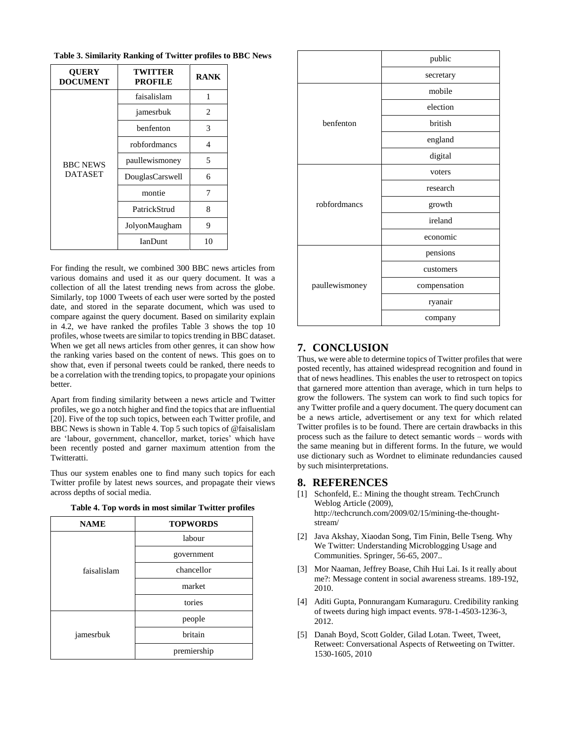**Table 3. Similarity Ranking of Twitter profiles to BBC News**

| QUERY DOCUMENT | TWITTER PROFILE | RANK |
|---|---|---|
| BBC NEWS DATASET | faisalislam | 1 |
| | jamesrbuk | 2 |
| | benfenton | 3 |
| | robfordmancs | 4 |
| | paullewismoney | 5 |
| | DouglasCarswell | 6 |
| | montie | 7 |
| | PatrickStrud | 8 |
| | JolyonMaugham | 9 |
| | IanDunt | 10 |

For finding the result, we combined 300 BBC news articles from various domains and used it as our query document. It was a collection of all the latest trending news from across the globe. Similarly, top 1000 Tweets of each user were sorted by the posted date, and stored in the separate document, which was used to compare against the query document. Based on similarity explain in 4.2, we have ranked the profiles Table 3 shows the top 10 profiles, whose tweets are similar to topics trending in BBC dataset. When we get all news articles from other genres, it can show how the ranking varies based on the content of news. This goes on to show that, even if personal tweets could be ranked, there needs to be a correlation with the trending topics, to propagate your opinions better.

Apart from finding similarity between a news article and Twitter profiles, we go a notch higher and find the topics that are influential [20]. Five of the top such topics, between each Twitter profile, and BBC News is shown in Table 4. Top 5 such topics of @faisalislam are 'labour, government, chancellor, market, tories' which have been recently posted and garner maximum attention from the Twitteratti.

Thus our system enables one to find many such topics for each Twitter profile by latest news sources, and propagate their views across depths of social media.

**Table 4. Top words in most similar Twitter profiles**

| NAME | TOPWORDS |
|---|---|
| faisalislam | labour |
| | government |
| | chancellor |
| | market |
| | tories |
| jamesrbuk | people |
| | britain |
| | premiership |
| | public |
| | secretary |
| benfenton | mobile |
| | election |
| | british |
| | england |
| | digital |
| robfordmancs | voters |
| | research |
| | growth |
| | ireland |
| | economic |
| paullewismoney | pensions |
| | customers |
| | compensation |
| | ryanair |
| | company |

## 7. CONCLUSION

Thus, we were able to determine topics of Twitter profiles that were posted recently, has attained widespread recognition and found in that of news headlines. This enables the user to retrospect on topics that garnered more attention than average, which in turn helps to grow the followers. The system can work to find such topics for any Twitter profile and a query document. The query document can be a news article, advertisement or any text for which related Twitter profiles is to be found. There are certain drawbacks in this process such as the failure to detect semantic words – words with the same meaning but in different forms. In the future, we would use dictionary such as Wordnet to eliminate redundancies caused by such misinterpretations.

## 8. REFERENCES

[1] Schonfeld, E.: Mining the thought stream. TechCrunch Weblog Article (2009), http://techcrunch.com/2009/02/15/mining-the-thought-stream/

[2] Java Akshay, Xiaodan Song, Tim Finin, Belle Tseng. Why We Twitter: Understanding Microblogging Usage and Communities. Springer, 56-65, 2007..

[3] Mor Naaman, Jeffrey Boase, Chih Hui Lai. Is it really about me?: Message content in social awareness streams. 189-192, 2010.

[4] Aditi Gupta, Ponnurangam Kumaraguru. Credibility ranking of tweets during high impact events. 978-1-4503-1236-3, 2012.

[5] Danah Boyd, Scott Golder, Gilad Lotan. Tweet, Tweet, Retweet: Conversational Aspects of Retweeting on Twitter. 1530-1605, 2010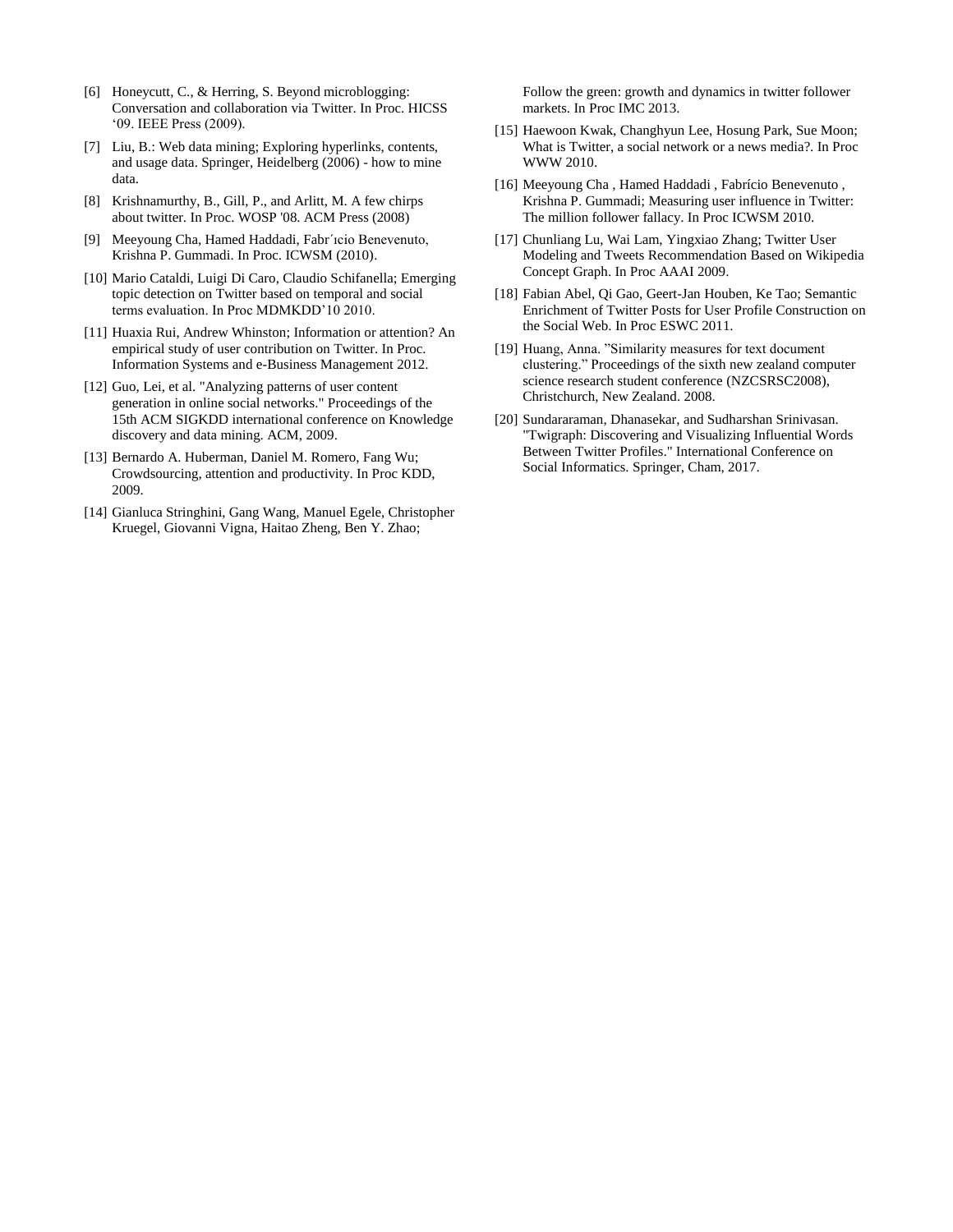[6] Honeycutt, C., & Herring, S. Beyond microblogging: Conversation and collaboration via Twitter. In Proc. HICSS '09. IEEE Press (2009).

[7] Liu, B.: Web data mining; Exploring hyperlinks, contents, and usage data. Springer, Heidelberg (2006) - how to mine data.

[8] Krishnamurthy, B., Gill, P., and Arlitt, M. A few chirps about twitter. In Proc. WOSP '08. ACM Press (2008)

[9] Meeyoung Cha, Hamed Haddadi, Fabr´ıcio Benevenuto, Krishna P. Gummadi. In Proc. ICWSM (2010).

[10] Mario Cataldi, Luigi Di Caro, Claudio Schifanella; Emerging topic detection on Twitter based on temporal and social terms evaluation. In Proc MDMKDD'10 2010.

[11] Huaxia Rui, Andrew Whinston; Information or attention? An empirical study of user contribution on Twitter. In Proc. Information Systems and e-Business Management 2012.

[12] Guo, Lei, et al. "Analyzing patterns of user content generation in online social networks." Proceedings of the 15th ACM SIGKDD international conference on Knowledge discovery and data mining. ACM, 2009.

[13] Bernardo A. Huberman, Daniel M. Romero, Fang Wu; Crowdsourcing, attention and productivity. In Proc KDD, 2009.

[14] Gianluca Stringhini, Gang Wang, Manuel Egele, Christopher Kruegel, Giovanni Vigna, Haitao Zheng, Ben Y. Zhao; Follow the green: growth and dynamics in twitter follower markets. In Proc IMC 2013.

[15] Haewoon Kwak, Changhyun Lee, Hosung Park, Sue Moon; What is Twitter, a social network or a news media?. In Proc WWW 2010.

[16] Meeyoung Cha , Hamed Haddadi , Fabrício Benevenuto , Krishna P. Gummadi; Measuring user influence in Twitter: The million follower fallacy. In Proc ICWSM 2010.

[17] Chunliang Lu, Wai Lam, Yingxiao Zhang; Twitter User Modeling and Tweets Recommendation Based on Wikipedia Concept Graph. In Proc AAAI 2009.

[18] Fabian Abel, Qi Gao, Geert-Jan Houben, Ke Tao; Semantic Enrichment of Twitter Posts for User Profile Construction on the Social Web. In Proc ESWC 2011.

[19] Huang, Anna. "Similarity measures for text document clustering." Proceedings of the sixth new zealand computer science research student conference (NZCSRSC2008), Christchurch, New Zealand. 2008.

[20] Sundararaman, Dhanasekar, and Sudharshan Srinivasan. "Twigraph: Discovering and Visualizing Influential Words Between Twitter Profiles." International Conference on Social Informatics. Springer, Cham, 2017.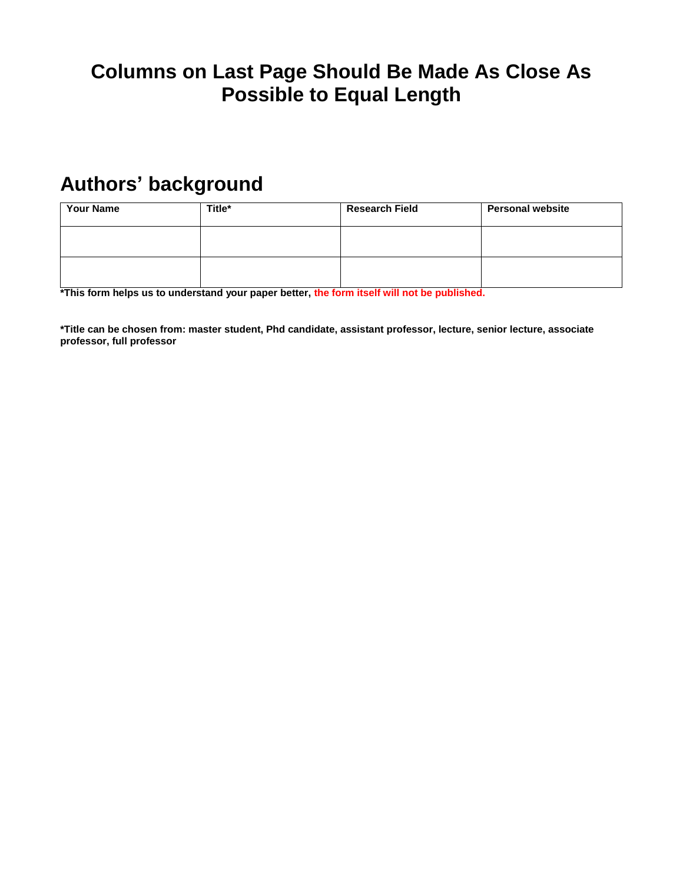# Columns on Last Page Should Be Made As Close As Possible to Equal Length

## Authors' background

| Your Name | Title* | Research Field | Personal website |
|---|---|---|---|
| | | | |
| | | | |

**\*This form helps us to understand your paper better, the form itself will not be published.**

**\*Title can be chosen from: master student, Phd candidate, assistant professor, lecture, senior lecture, associate professor, full professor**